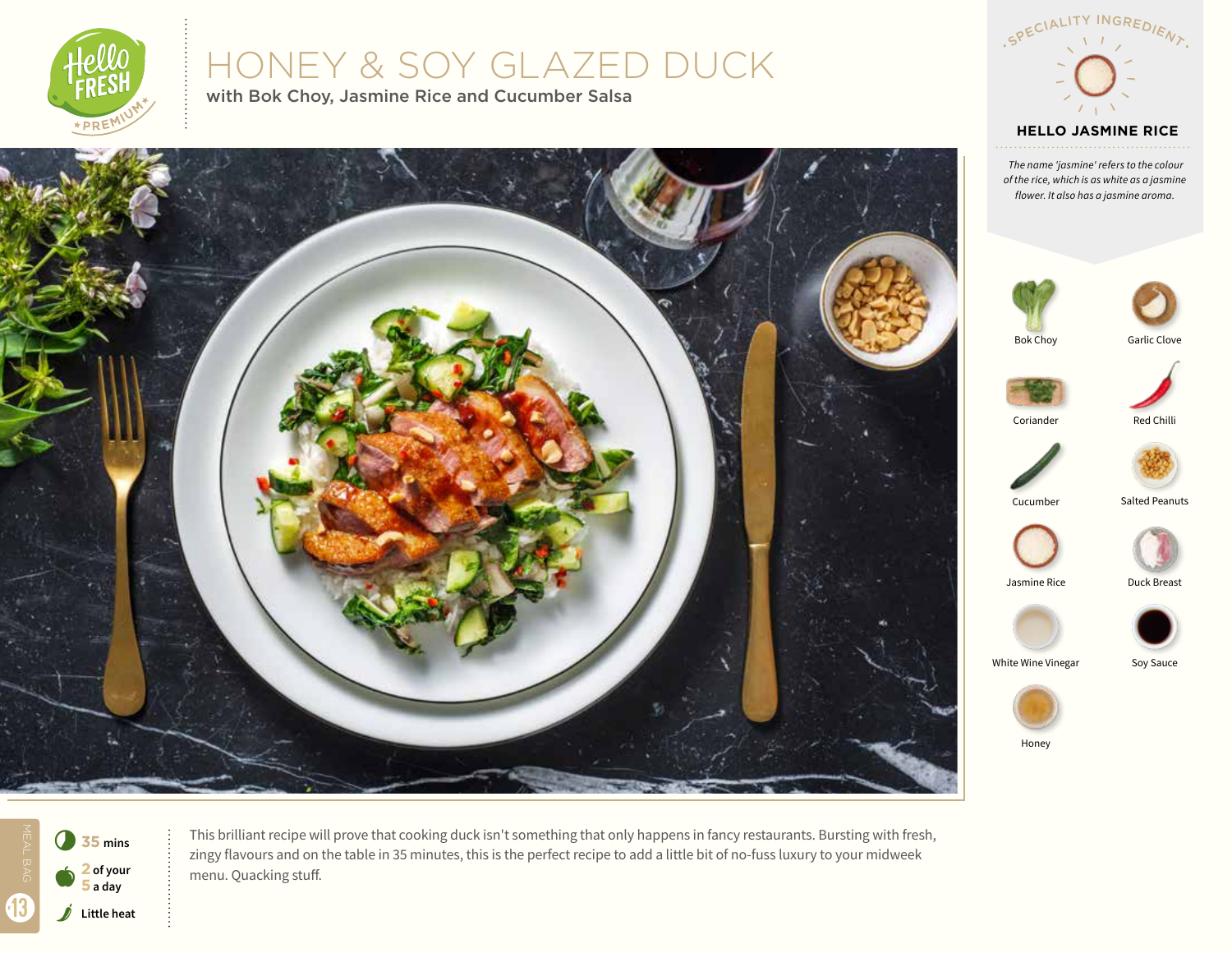# HONEY & SOY GLAZED DUCK

## with Bok Choy, Jasmine Rice and Cucumber Salsa

SPECIALITY INGREDIENT

### HELLO JASMINE RICE

*The name 'jasmine' refers to the colour of the rice, which is as white as a jasmine flower. It also has a jasmine aroma.*

- Bok Choy
- Garlic Clove
- Coriander
- Red Chilli
- Cucumber
- Salted Peanuts
- Jasmine Rice
- Duck Breast
- White Wine Vinegar
- Soy Sauce
- Honey

MEAL BAG 13

- 35 mins
- 2 of your 5 a day
- Little heat

This brilliant recipe will prove that cooking duck isn't something that only happens in fancy restaurants. Bursting with fresh, zingy flavours and on the table in 35 minutes, this is the perfect recipe to add a little bit of no-fuss luxury to your midweek menu. Quacking stuff.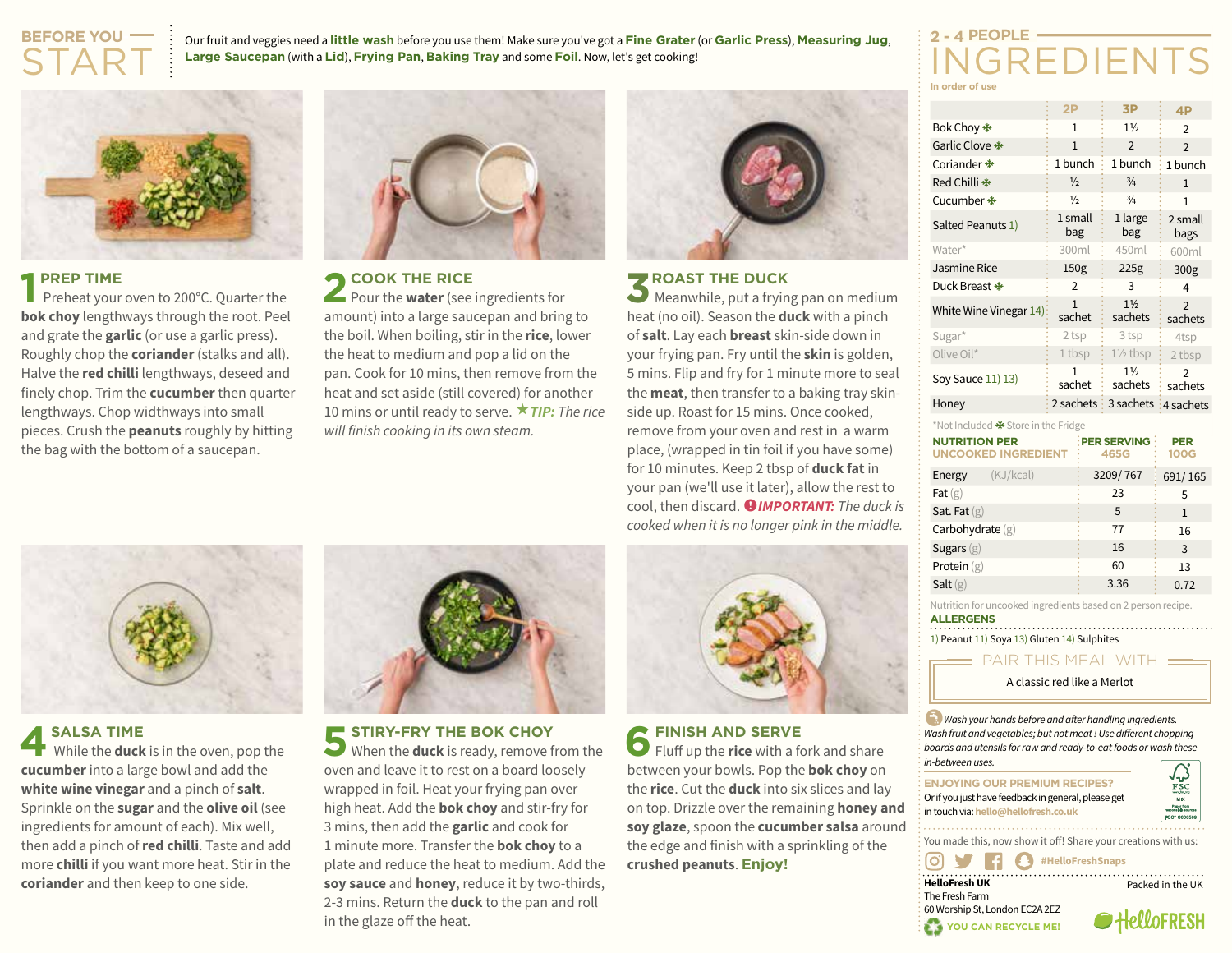## BEFORE YOU START

Our fruit and veggies need a **little wash** before you use them! Make sure you've got a **Fine Grater** (or **Garlic Press**), **Measuring Jug**, **Large Saucepan** (with a **Lid**), **Frying Pan**, **Baking Tray** and some **Foil**. Now, let's get cooking!

### 1 PREP TIME

Preheat your oven to 200°C. Quarter the **bok choy** lengthways through the root. Peel and grate the **garlic** (or use a garlic press). Roughly chop the **coriander** (stalks and all). Halve the **red chilli** lengthways, deseed and finely chop. Trim the **cucumber** then quarter lengthways. Chop widthways into small pieces. Crush the **peanuts** roughly by hitting the bag with the bottom of a saucepan.

### 2 COOK THE RICE

Pour the **water** (see ingredients for amount) into a large saucepan and bring to the boil. When boiling, stir in the **rice**, lower the heat to medium and pop a lid on the pan. Cook for 10 mins, then remove from the heat and set aside (still covered) for another 10 mins or until ready to serve. ★ ***TIP:*** *The rice will finish cooking in its own steam.*

### 3 ROAST THE DUCK

Meanwhile, put a frying pan on medium heat (no oil). Season the **duck** with a pinch of **salt**. Lay each **breast** skin-side down in your frying pan. Fry until the **skin** is golden, 5 mins. Flip and fry for 1 minute more to seal the **meat**, then transfer to a baking tray skin-side up. Roast for 15 mins. Once cooked, remove from your oven and rest in a warm place, (wrapped in tin foil if you have some) for 10 minutes. Keep 2 tbsp of **duck fat** in your pan (we'll use it later), allow the rest to cool, then discard. ***IMPORTANT:*** *The duck is cooked when it is no longer pink in the middle.*

### 4 SALSA TIME

While the **duck** is in the oven, pop the **cucumber** into a large bowl and add the **white wine vinegar** and a pinch of **salt**. Sprinkle on the **sugar** and the **olive oil** (see ingredients for amount of each). Mix well, then add a pinch of **red chilli**. Taste and add more **chilli** if you want more heat. Stir in the **coriander** and then keep to one side.

### 5 STIRY-FRY THE BOK CHOY

When the **duck** is ready, remove from the oven and leave it to rest on a board loosely wrapped in foil. Heat your frying pan over high heat. Add the **bok choy** and stir-fry for 3 mins, then add the **garlic** and cook for 1 minute more. Transfer the **bok choy** to a plate and reduce the heat to medium. Add the **soy sauce** and **honey**, reduce it by two-thirds, 2-3 mins. Return the **duck** to the pan and roll in the glaze off the heat.

### 6 FINISH AND SERVE

Fluff up the **rice** with a fork and share between your bowls. Pop the **bok choy** on the **rice**. Cut the **duck** into six slices and lay on top. Drizzle over the remaining **honey and soy glaze**, spoon the **cucumber salsa** around the edge and finish with a sprinkling of the **crushed peanuts**. **Enjoy!**

## 2 - 4 PEOPLE INGREDIENTS

In order of use

| | 2P | 3P | 4P |
|---|---|---|---|
| Bok Choy ❄ | 1 | 1½ | 2 |
| Garlic Clove ❄ | 1 | 2 | 2 |
| Coriander ❄ | 1 bunch | 1 bunch | 1 bunch |
| Red Chilli ❄ | ½ | ¾ | 1 |
| Cucumber ❄ | ½ | ¾ | 1 |
| Salted Peanuts 1) | 1 small bag | 1 large bag | 2 small bags |
| Water* | 300ml | 450ml | 600ml |
| Jasmine Rice | 150g | 225g | 300g |
| Duck Breast ❄ | 2 | 3 | 4 |
| White Wine Vinegar 14) | 1 sachet | 1½ sachets | 2 sachets |
| Sugar* | 2 tsp | 3 tsp | 4tsp |
| Olive Oil* | 1 tbsp | 1½ tbsp | 2 tbsp |
| Soy Sauce 11) 13) | 1 sachet | 1½ sachets | 2 sachets |
| Honey | 2 sachets | 3 sachets | 4 sachets |

*Not Included ❄ Store in the Fridge

| NUTRITION PER UNCOOKED INGREDIENT | PER SERVING 465G | PER 100G |
|---|---|---|
| Energy (KJ/kcal) | 3209/ 767 | 691/ 165 |
| Fat (g) | 23 | 5 |
| Sat. Fat (g) | 5 | 1 |
| Carbohydrate (g) | 77 | 16 |
| Sugars (g) | 16 | 3 |
| Protein (g) | 60 | 13 |
| Salt (g) | 3.36 | 0.72 |

Nutrition for uncooked ingredients based on 2 person recipe.

**ALLERGENS**

1) Peanut 11) Soya 13) Gluten 14) Sulphites

**PAIR THIS MEAL WITH**

A classic red like a Merlot

*Wash your hands before and after handling ingredients. Wash fruit and vegetables; but not meat ! Use different chopping boards and utensils for raw and ready-to-eat foods or wash these in-between uses.*

**ENJOYING OUR PREMIUM RECIPES?**
Or if you just have feedback in general, please get in touch via: hello@hellofresh.co.uk

You made this, now show it off! Share your creations with us: #HelloFreshSnaps

**HelloFresh UK**
The Fresh Farm
60 Worship St, London EC2A 2EZ

Packed in the UK

YOU CAN RECYCLE ME!

HelloFRESH